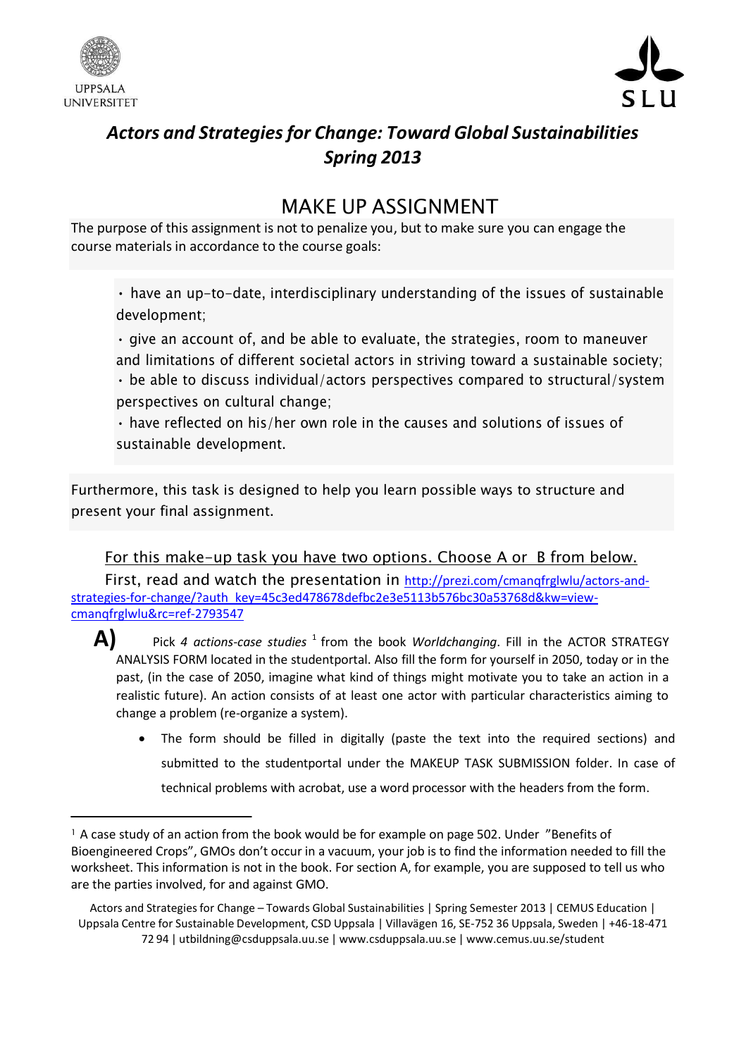UPPSALA UNIVERSITET

SLU

# *Actors and Strategies for Change: Toward Global Sustainabilities Spring 2013*

## MAKE UP ASSIGNMENT

The purpose of this assignment is not to penalize you, but to make sure you can engage the course materials in accordance to the course goals:

- have an up-to-date, interdisciplinary understanding of the issues of sustainable development;
- give an account of, and be able to evaluate, the strategies, room to maneuver and limitations of different societal actors in striving toward a sustainable society;
- be able to discuss individual/actors perspectives compared to structural/system perspectives on cultural change;
- have reflected on his/her own role in the causes and solutions of issues of sustainable development.

Furthermore, this task is designed to help you learn possible ways to structure and present your final assignment.

For this make-up task you have two options. Choose A or B from below.

First, read and watch the presentation in [http://prezi.com/cmanqfrglwlu/actors-and-strategies-for-change/?auth_key=45c3ed478678defbc2e3e5113b576bc30a53768d&kw=view-cmanqfrglwlu&rc=ref-2793547](http://prezi.com/cmanqfrglwlu/actors-and-strategies-for-change/?auth_key=45c3ed478678defbc2e3e5113b576bc30a53768d&kw=view-cmanqfrglwlu&rc=ref-2793547)

**A)** Pick *4 actions-case studies* [1] from the book *Worldchanging*. Fill in the ACTOR STRATEGY ANALYSIS FORM located in the studentportal. Also fill the form for yourself in 2050, today or in the past, (in the case of 2050, imagine what kind of things might motivate you to take an action in a realistic future). An action consists of at least one actor with particular characteristics aiming to change a problem (re-organize a system).

- The form should be filled in digitally (paste the text into the required sections) and submitted to the studentportal under the MAKEUP TASK SUBMISSION folder. In case of technical problems with acrobat, use a word processor with the headers from the form.

[1] A case study of an action from the book would be for example on page 502. Under "Benefits of Bioengineered Crops", GMOs don't occur in a vacuum, your job is to find the information needed to fill the worksheet. This information is not in the book. For section A, for example, you are supposed to tell us who are the parties involved, for and against GMO.

Actors and Strategies for Change – Towards Global Sustainabilities | Spring Semester 2013 | CEMUS Education | Uppsala Centre for Sustainable Development, CSD Uppsala | Villavägen 16, SE-752 36 Uppsala, Sweden | +46-18-471 72 94 | utbildning@csduppsala.uu.se | www.csduppsala.uu.se | www.cemus.uu.se/student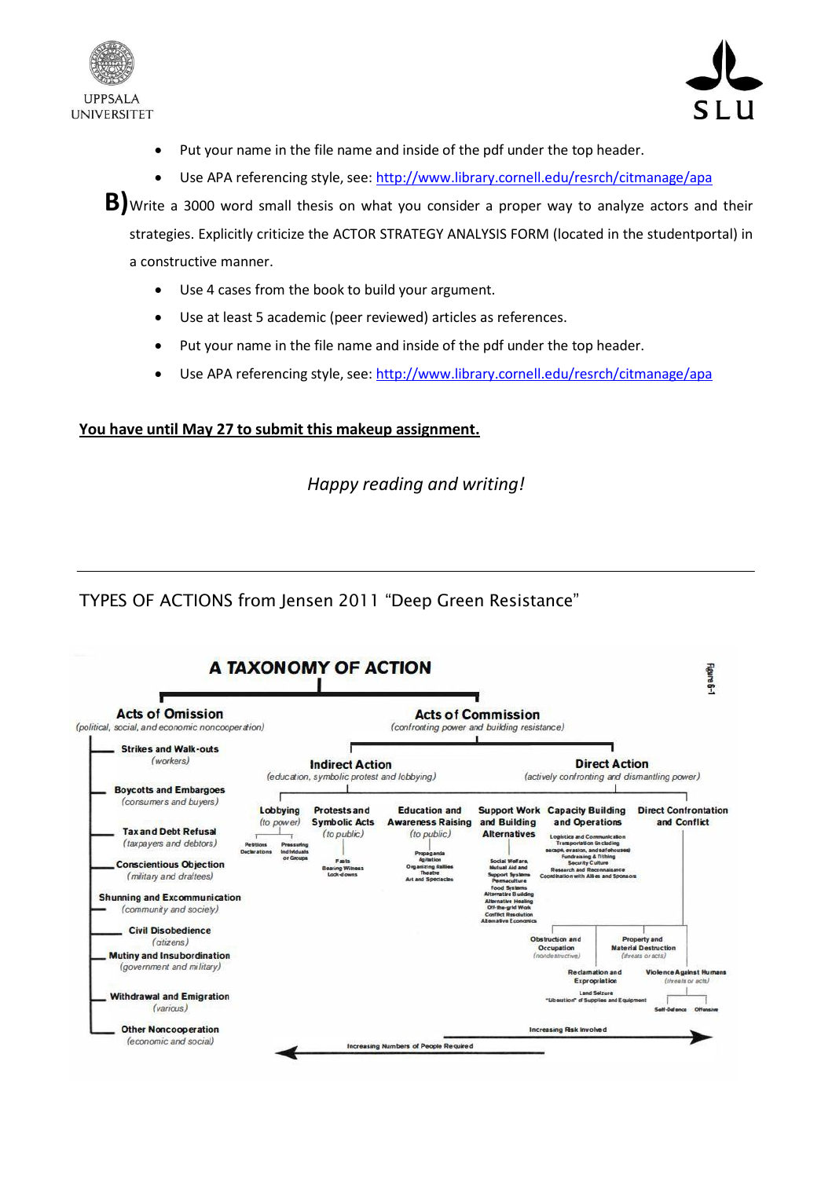- Put your name in the file name and inside of the pdf under the top header.
- Use APA referencing style, see: http://www.library.cornell.edu/resrch/citmanage/apa

**B)** Write a 3000 word small thesis on what you consider a proper way to analyze actors and their strategies. Explicitly criticize the ACTOR STRATEGY ANALYSIS FORM (located in the studentportal) in a constructive manner.

- Use 4 cases from the book to build your argument.
- Use at least 5 academic (peer reviewed) articles as references.
- Put your name in the file name and inside of the pdf under the top header.
- Use APA referencing style, see: http://www.library.cornell.edu/resrch/citmanage/apa

**<u>You have until May 27 to submit this makeup assignment.</u>**

*Happy reading and writing!*

---

TYPES OF ACTIONS from Jensen 2011 "Deep Green Resistance"

A TAXONOMY OF ACTION

Figure 6-1

Acts of Omission
(political, social, and economic noncooperation)

Strikes and Walk-outs
(workers)

Boycotts and Embargoes
(consumers and buyers)

Tax and Debt Refusal
(taxpayers and debtors)

Conscientious Objection
(military and draftees)

Shunning and Excommunication
(community and society)

Civil Disobedience
(citizens)

Mutiny and Insubordination
(government and military)

Withdrawal and Emigration
(various)

Other Noncooperation
(economic and social)

Acts of Commission
(confronting power and building resistance)

Indirect Action
(education, symbolic protest and lobbying)

Lobbying
(to power)
Petitions
Declarations
Pressuring Individuals or Groups

Protests and Symbolic Acts
(to public)
Fasts
Bearing Witness
Lock-downs

Education and Awareness Raising
(to public)
Propaganda
Agitation
Organizing Rallies
Theatre
Art and Spectacles

Direct Action
(actively confronting and dismantling power)

Support Work and Building Alternatives
Social Welfare
Mutual Aid and Support Systems
Permaculture
Food Systems
Alternative Building
Alternative Healing
Off-the-grid Work
Conflict Resolution
Alternative Economics

Capacity Building and Operations
Logistics and Communication
Transportation (including escape, evasion, and safehouses)
Fundraising & Tithing
Security Culture
Research and Reconnaissance
Coordination with Allies and Sponsors

Direct Confrontation and Conflict

Obstruction and Occupation
(nondestructive)

Property and Material Destruction
(threats or acts)

Reclamation and Expropriation
Land Seizure
"Liberation" of Supplies and Equipment

Violence Against Humans
(threats or acts)
Self-Defence
Offensive

Increasing Risk Involved

Increasing Numbers of People Required